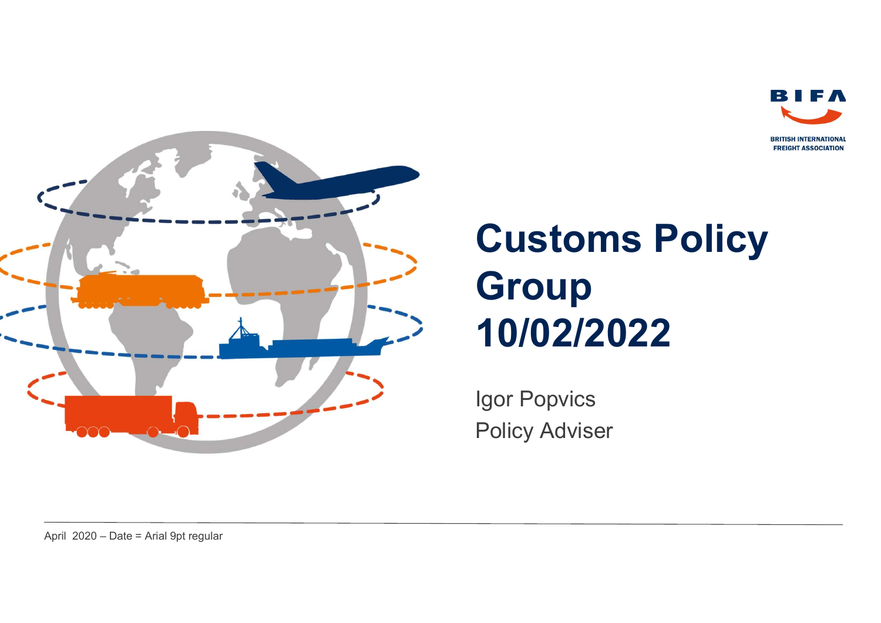BIFA

BRITISH INTERNATIONAL FREIGHT ASSOCIATION

# Customs Policy Group 10/02/2022

Igor Popvics
Policy Adviser

April 2020 – Date = Arial 9pt regular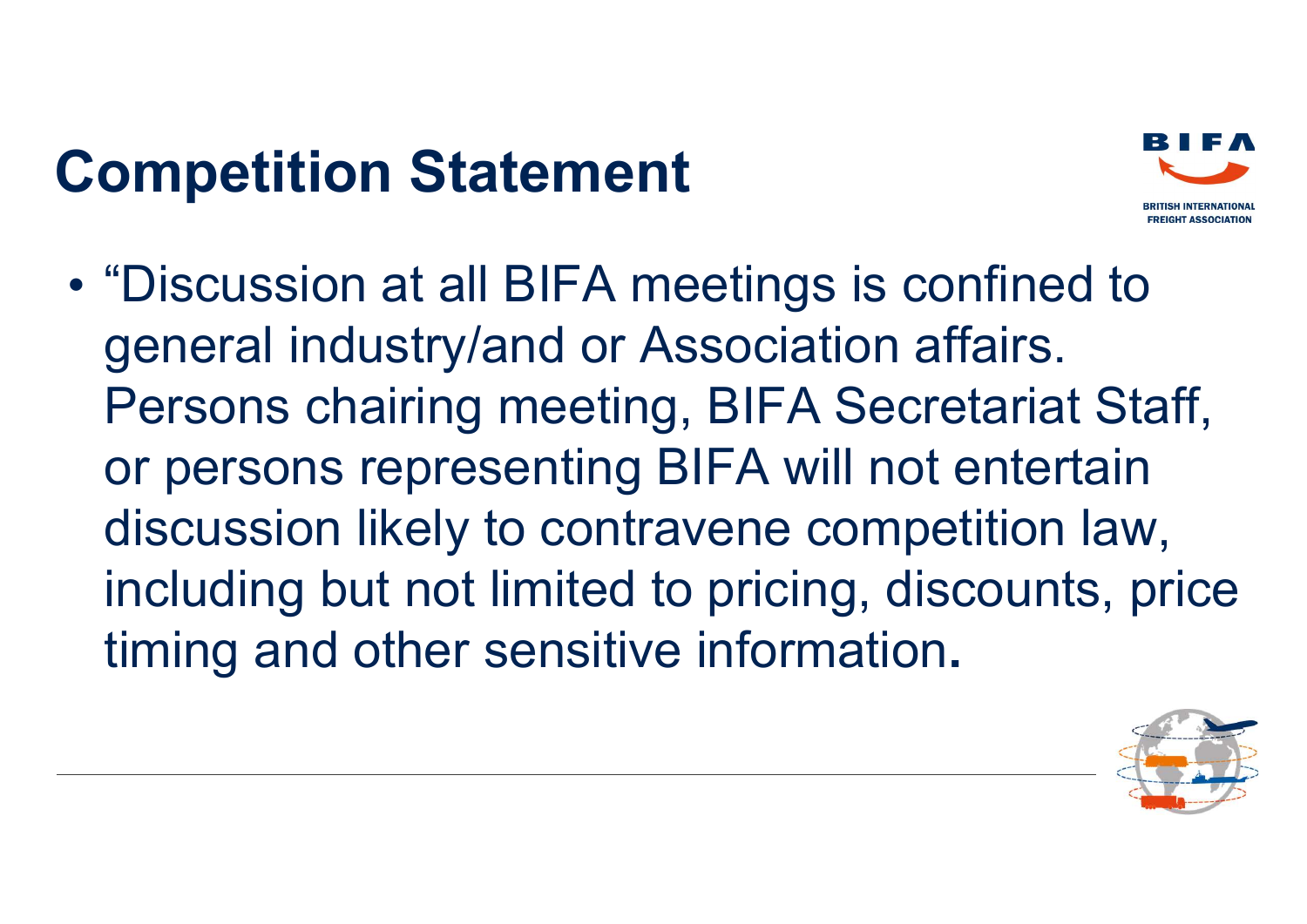# Competition Statement

- "Discussion at all BIFA meetings is confined to general industry/and or Association affairs. Persons chairing meeting, BIFA Secretariat Staff, or persons representing BIFA will not entertain discussion likely to contravene competition law, including but not limited to pricing, discounts, price timing and other sensitive information**.**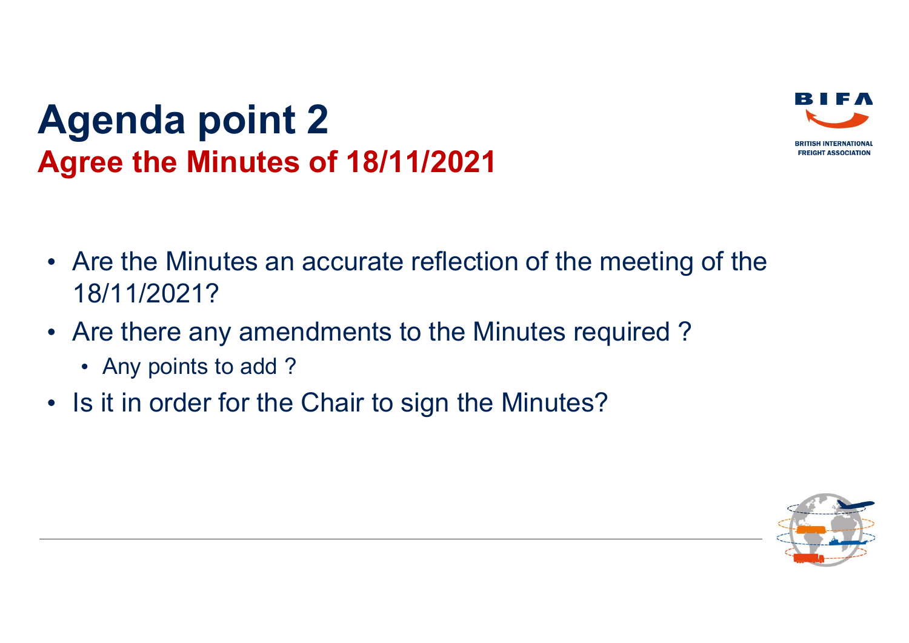# Agenda point 2

## Agree the Minutes of 18/11/2021

- Are the Minutes an accurate reflection of the meeting of the 18/11/2021?
- Are there any amendments to the Minutes required ?
  - Any points to add ?
- Is it in order for the Chair to sign the Minutes?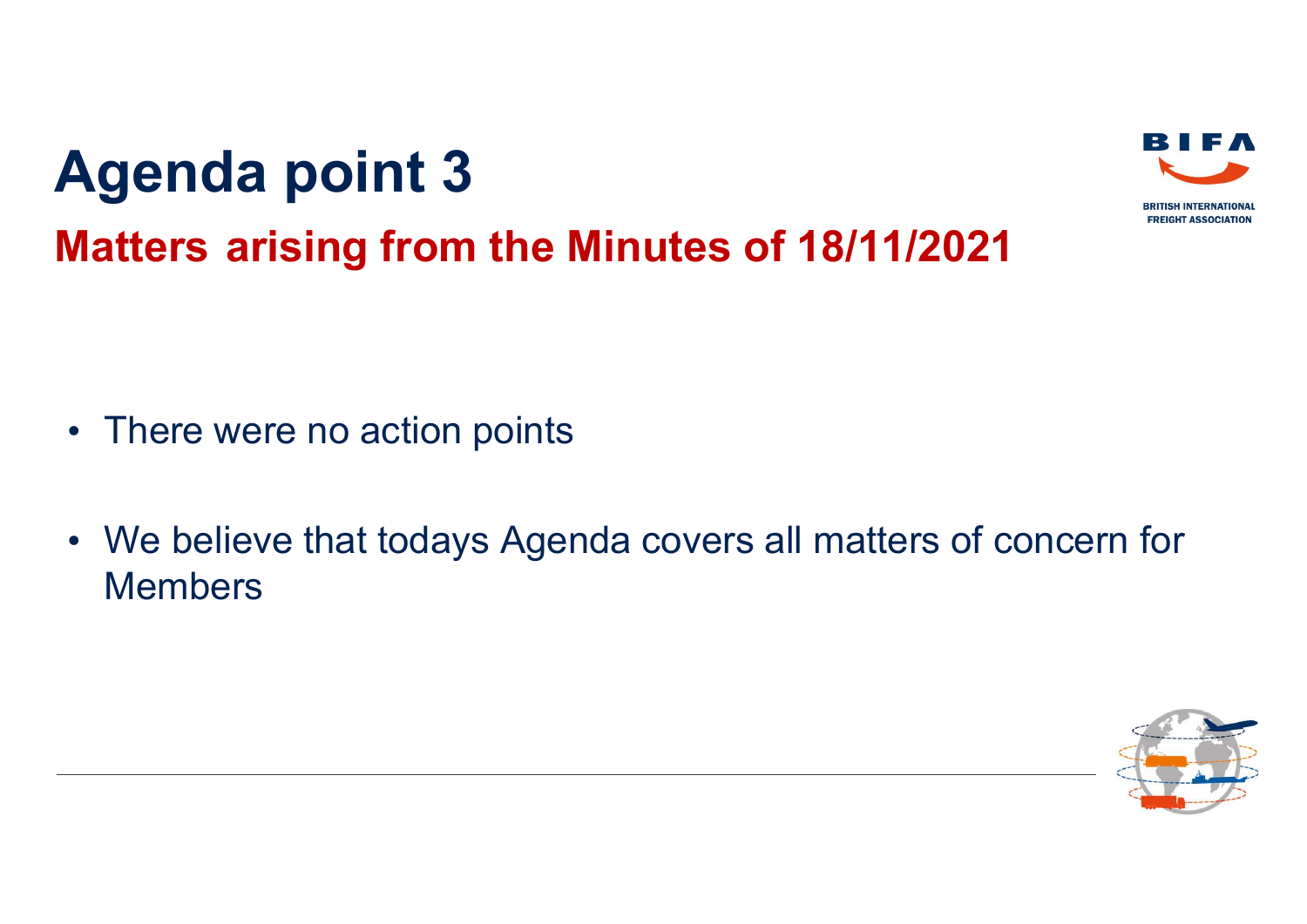# Agenda point 3

## Matters arising from the Minutes of 18/11/2021

- There were no action points
- We believe that todays Agenda covers all matters of concern for Members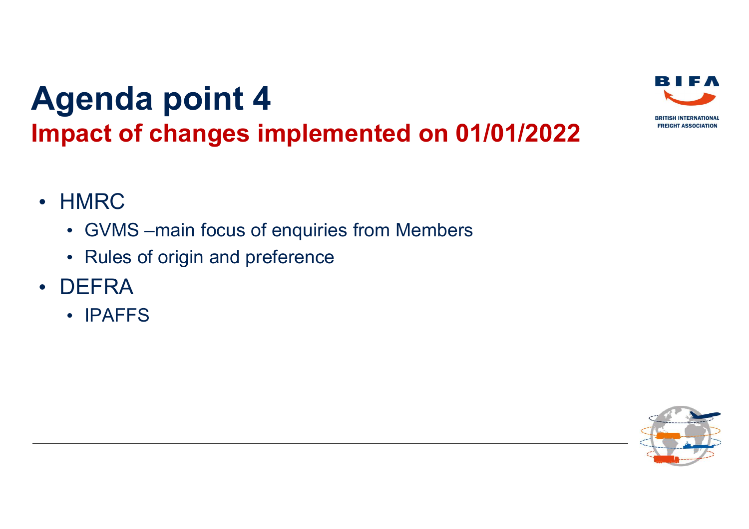# Agenda point 4

## Impact of changes implemented on 01/01/2022

- HMRC
  - GVMS –main focus of enquiries from Members
  - Rules of origin and preference
- DEFRA
  - IPAFFS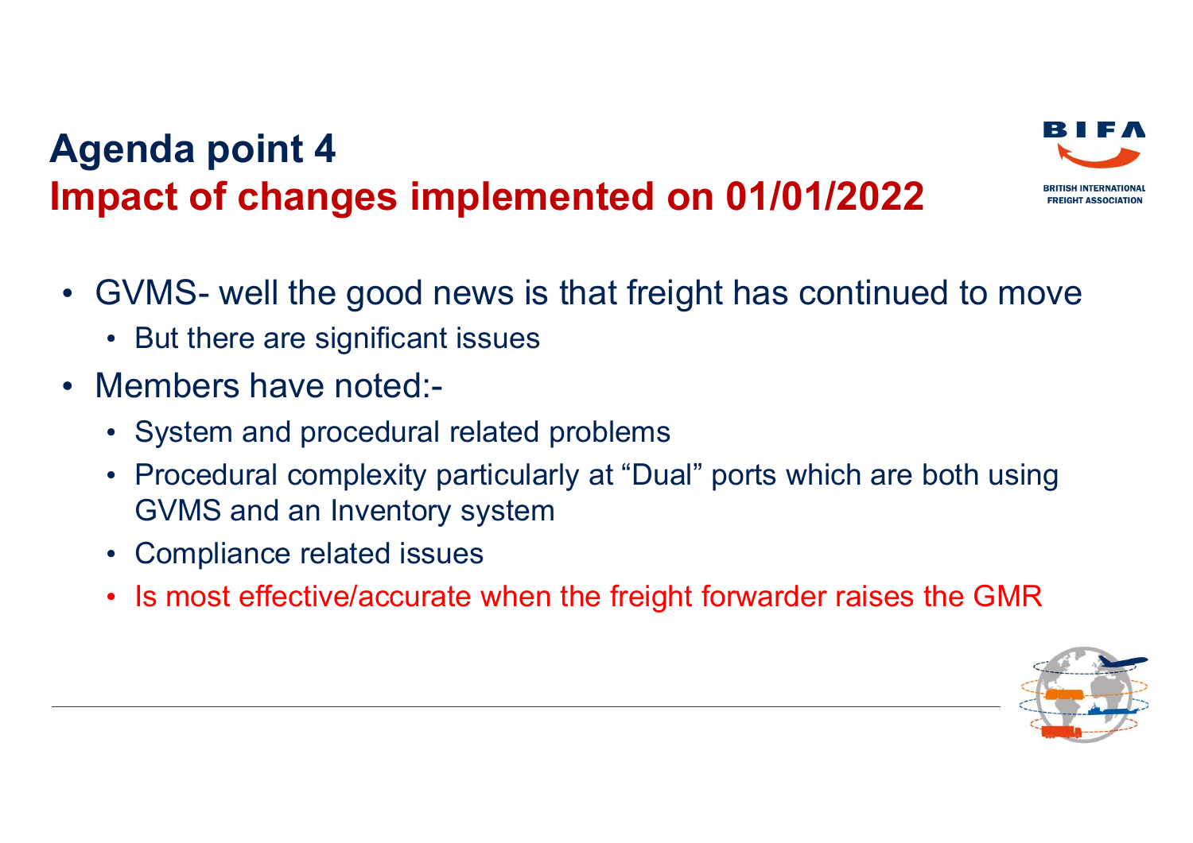# Agenda point 4

## Impact of changes implemented on 01/01/2022

- GVMS- well the good news is that freight has continued to move
  - But there are significant issues
- Members have noted:-
  - System and procedural related problems
  - Procedural complexity particularly at “Dual” ports which are both using GVMS and an Inventory system
  - Compliance related issues
  - Is most effective/accurate when the freight forwarder raises the GMR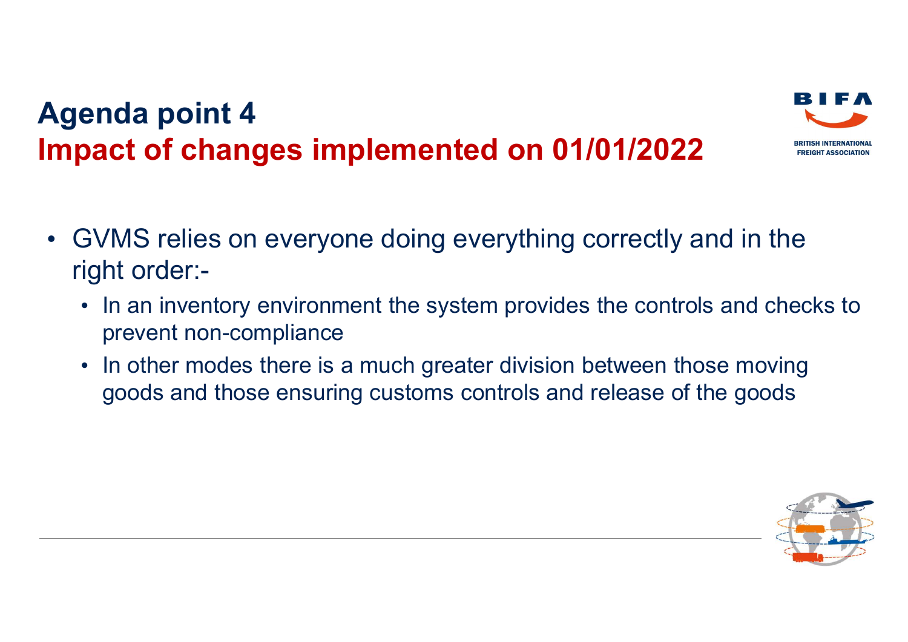# Agenda point 4

## Impact of changes implemented on 01/01/2022

- GVMS relies on everyone doing everything correctly and in the right order:-
  - In an inventory environment the system provides the controls and checks to prevent non-compliance
  - In other modes there is a much greater division between those moving goods and those ensuring customs controls and release of the goods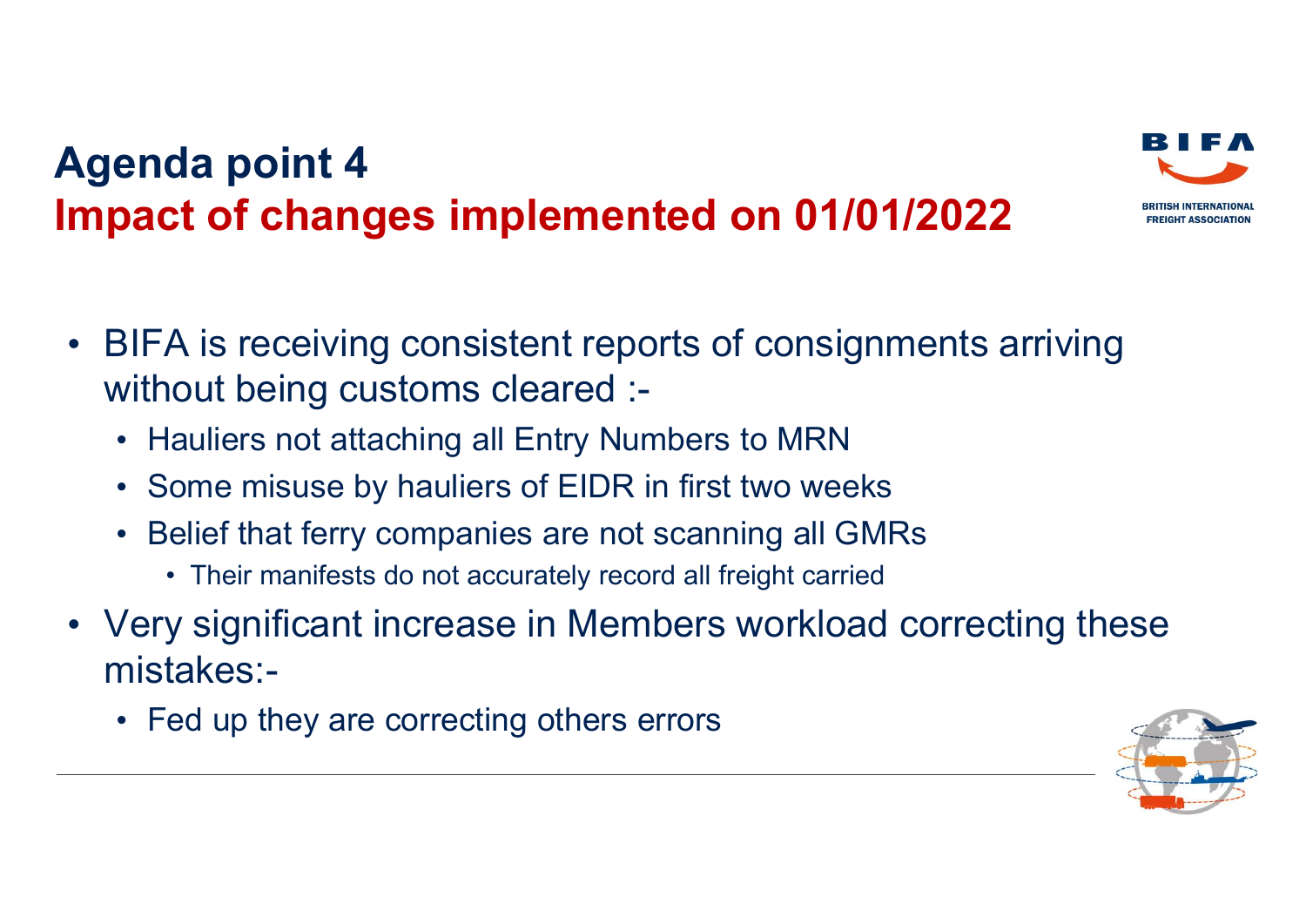# Agenda point 4

## Impact of changes implemented on 01/01/2022

- BIFA is receiving consistent reports of consignments arriving without being customs cleared :-
  - Hauliers not attaching all Entry Numbers to MRN
  - Some misuse by hauliers of EIDR in first two weeks
  - Belief that ferry companies are not scanning all GMRs
    - Their manifests do not accurately record all freight carried
- Very significant increase in Members workload correcting these mistakes:-
  - Fed up they are correcting others errors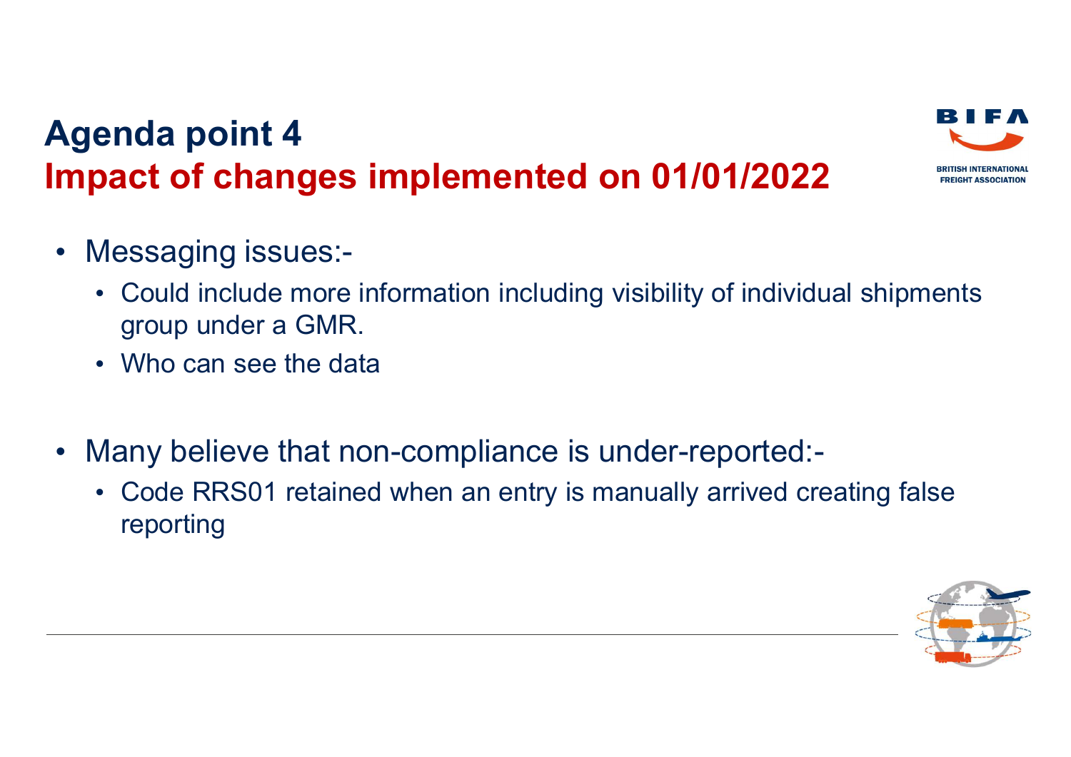# Agenda point 4
## Impact of changes implemented on 01/01/2022

- Messaging issues:-
  - Could include more information including visibility of individual shipments group under a GMR.
  - Who can see the data

- Many believe that non-compliance is under-reported:-
  - Code RRS01 retained when an entry is manually arrived creating false reporting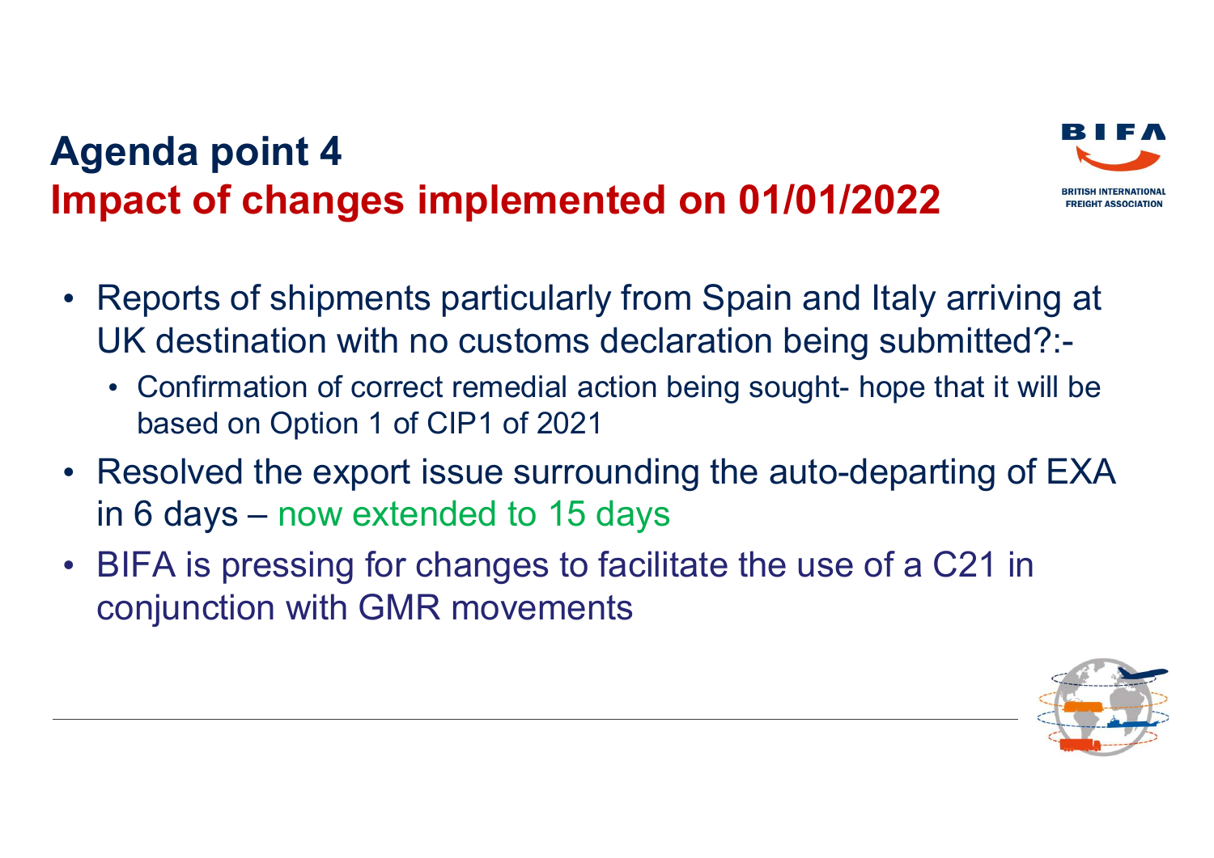# Agenda point 4

## Impact of changes implemented on 01/01/2022

- Reports of shipments particularly from Spain and Italy arriving at UK destination with no customs declaration being submitted?:-
  - Confirmation of correct remedial action being sought- hope that it will be based on Option 1 of CIP1 of 2021
- Resolved the export issue surrounding the auto-departing of EXA in 6 days – now extended to 15 days
- BIFA is pressing for changes to facilitate the use of a C21 in conjunction with GMR movements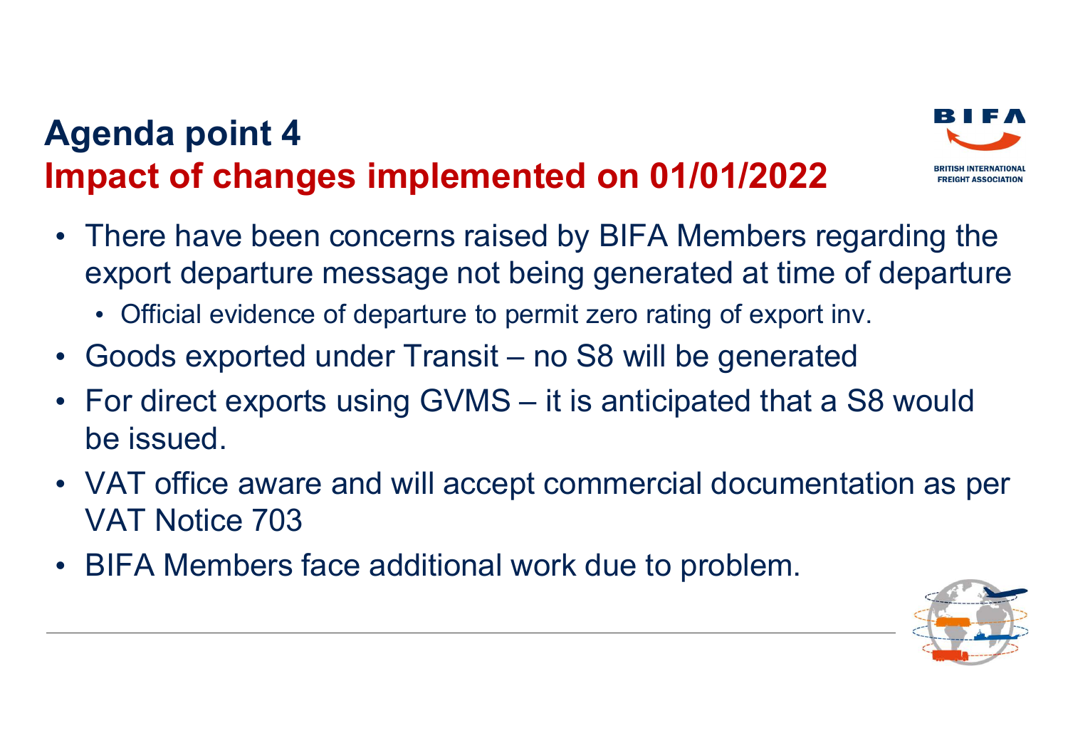# Agenda point 4

## Impact of changes implemented on 01/01/2022

- There have been concerns raised by BIFA Members regarding the export departure message not being generated at time of departure
  - Official evidence of departure to permit zero rating of export inv.
- Goods exported under Transit – no S8 will be generated
- For direct exports using GVMS – it is anticipated that a S8 would be issued.
- VAT office aware and will accept commercial documentation as per VAT Notice 703
- BIFA Members face additional work due to problem.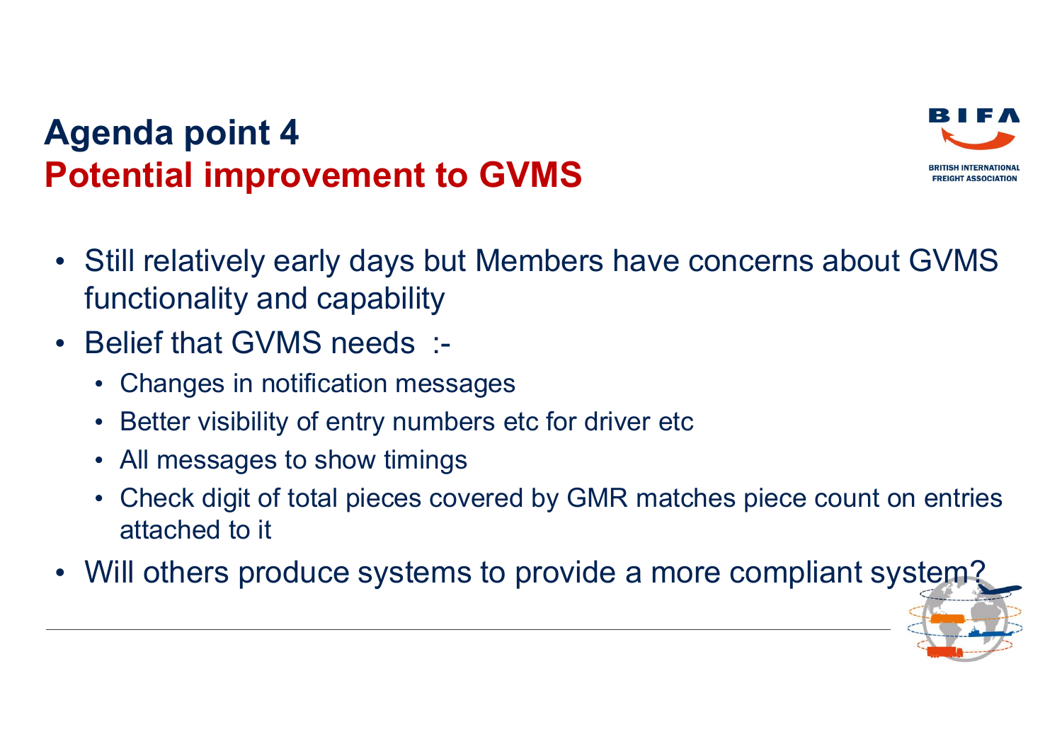# Agenda point 4
## Potential improvement to GVMS

- Still relatively early days but Members have concerns about GVMS functionality and capability
- Belief that GVMS needs :-
  - Changes in notification messages
  - Better visibility of entry numbers etc for driver etc
  - All messages to show timings
  - Check digit of total pieces covered by GMR matches piece count on entries attached to it
- Will others produce systems to provide a more compliant system?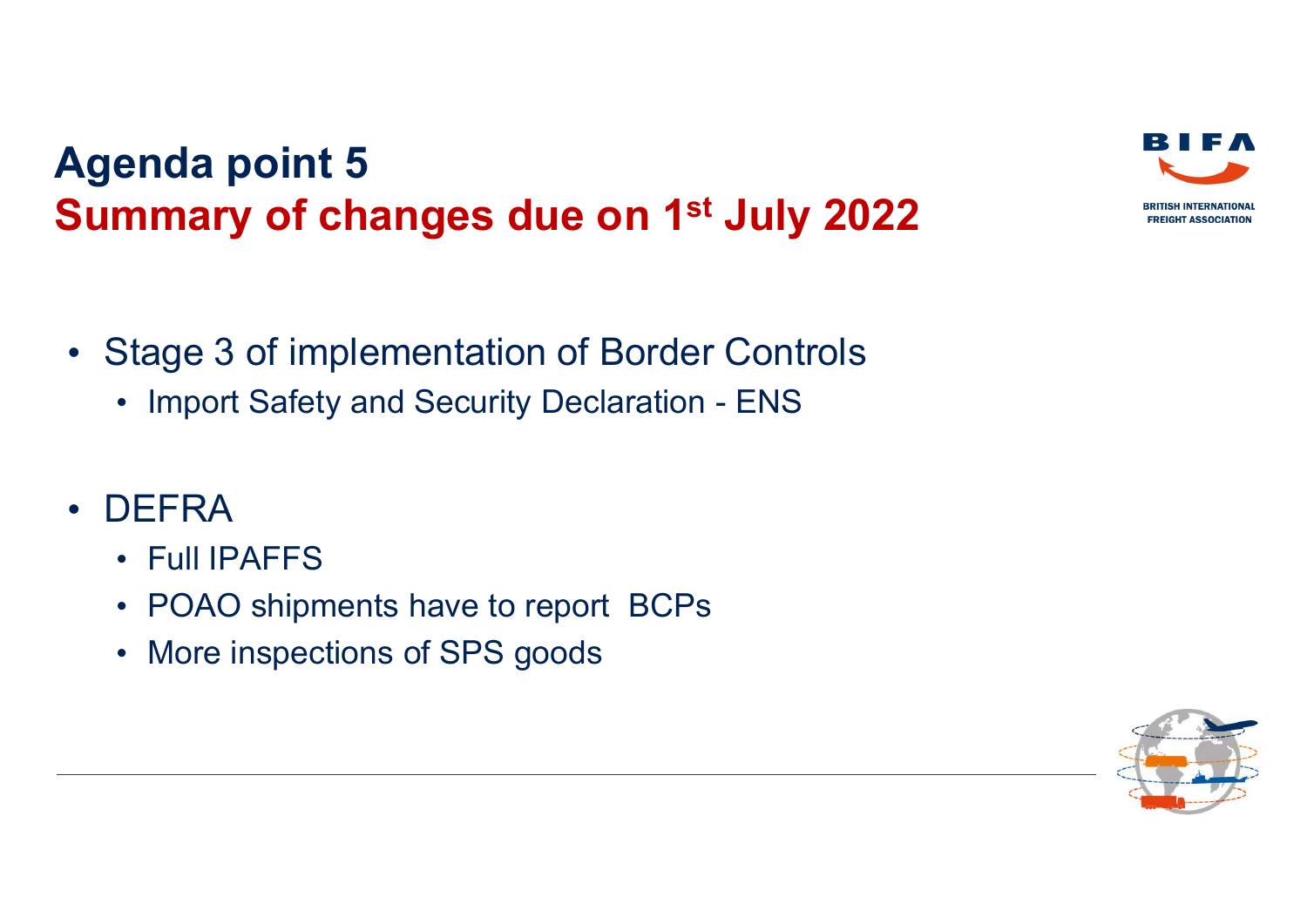# Agenda point 5

## Summary of changes due on 1st July 2022

- Stage 3 of implementation of Border Controls
  - Import Safety and Security Declaration - ENS
- DEFRA
  - Full IPAFFS
  - POAO shipments have to report BCPs
  - More inspections of SPS goods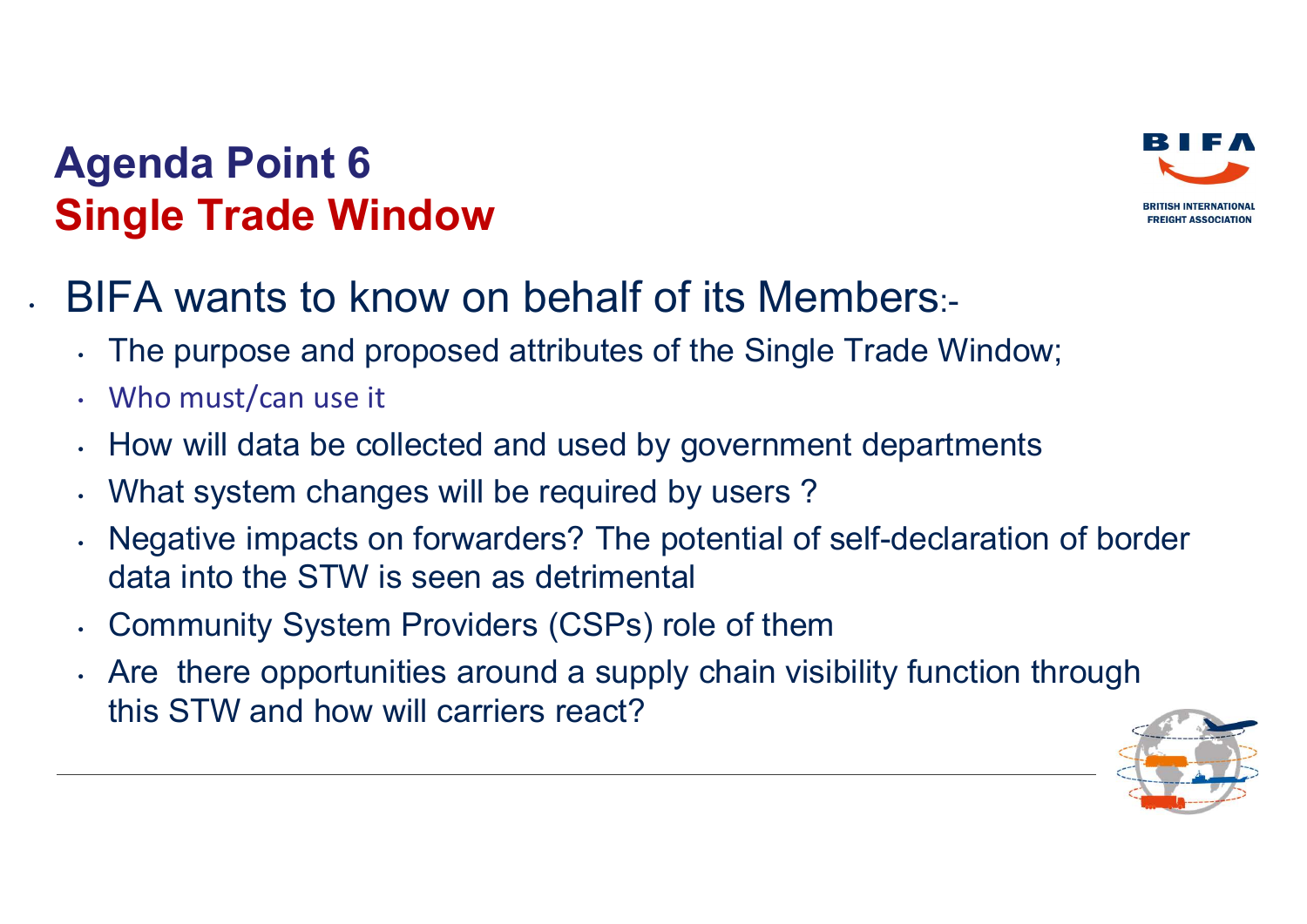# Agenda Point 6
## Single Trade Window

- BIFA wants to know on behalf of its Members:-
  - The purpose and proposed attributes of the Single Trade Window;
  - Who must/can use it
  - How will data be collected and used by government departments
  - What system changes will be required by users ?
  - Negative impacts on forwarders? The potential of self-declaration of border data into the STW is seen as detrimental
  - Community System Providers (CSPs) role of them
  - Are there opportunities around a supply chain visibility function through this STW and how will carriers react?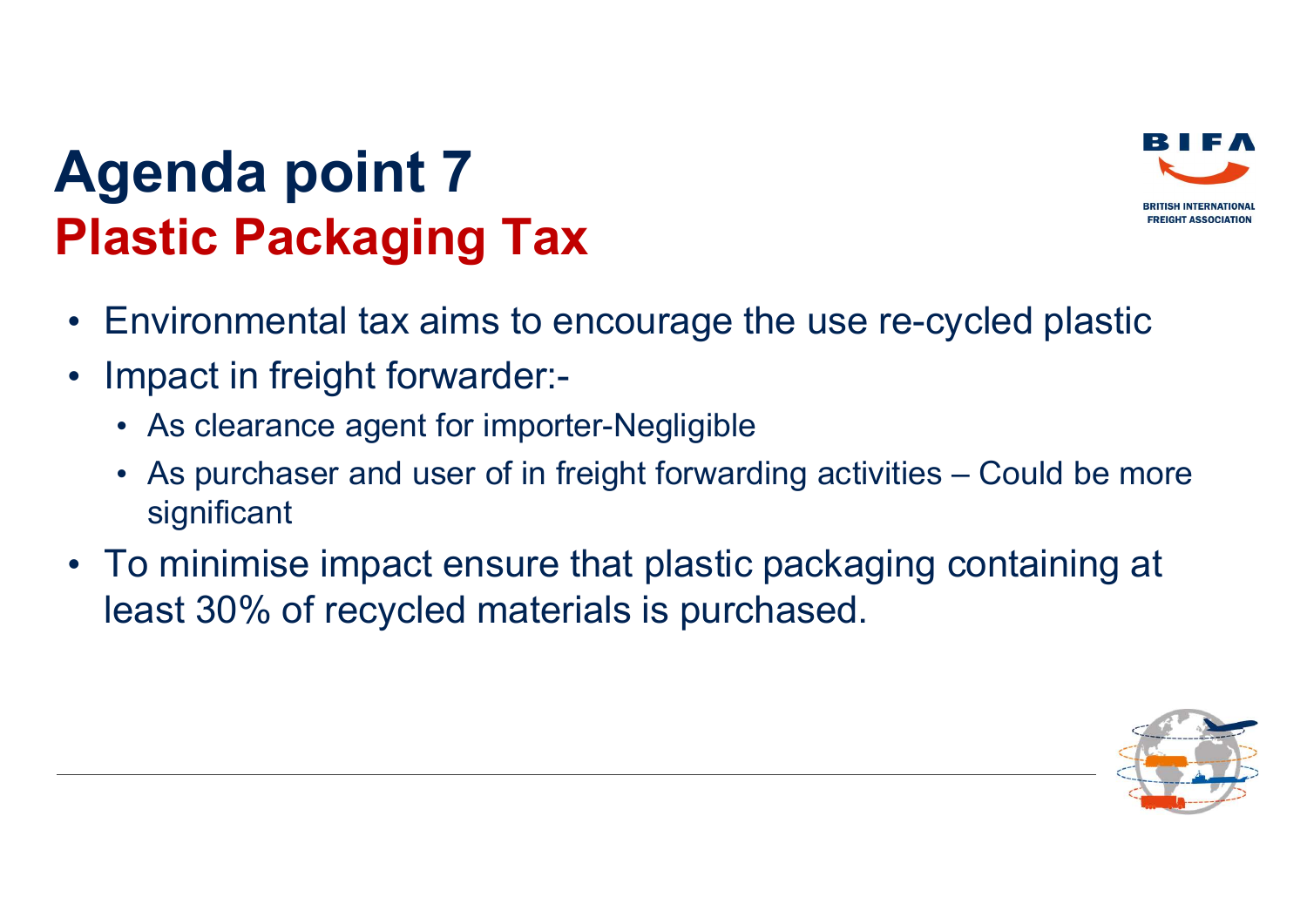# Agenda point 7

## Plastic Packaging Tax

- Environmental tax aims to encourage the use re-cycled plastic
- Impact in freight forwarder:-
  - As clearance agent for importer-Negligible
  - As purchaser and user of in freight forwarding activities – Could be more significant
- To minimise impact ensure that plastic packaging containing at least 30% of recycled materials is purchased.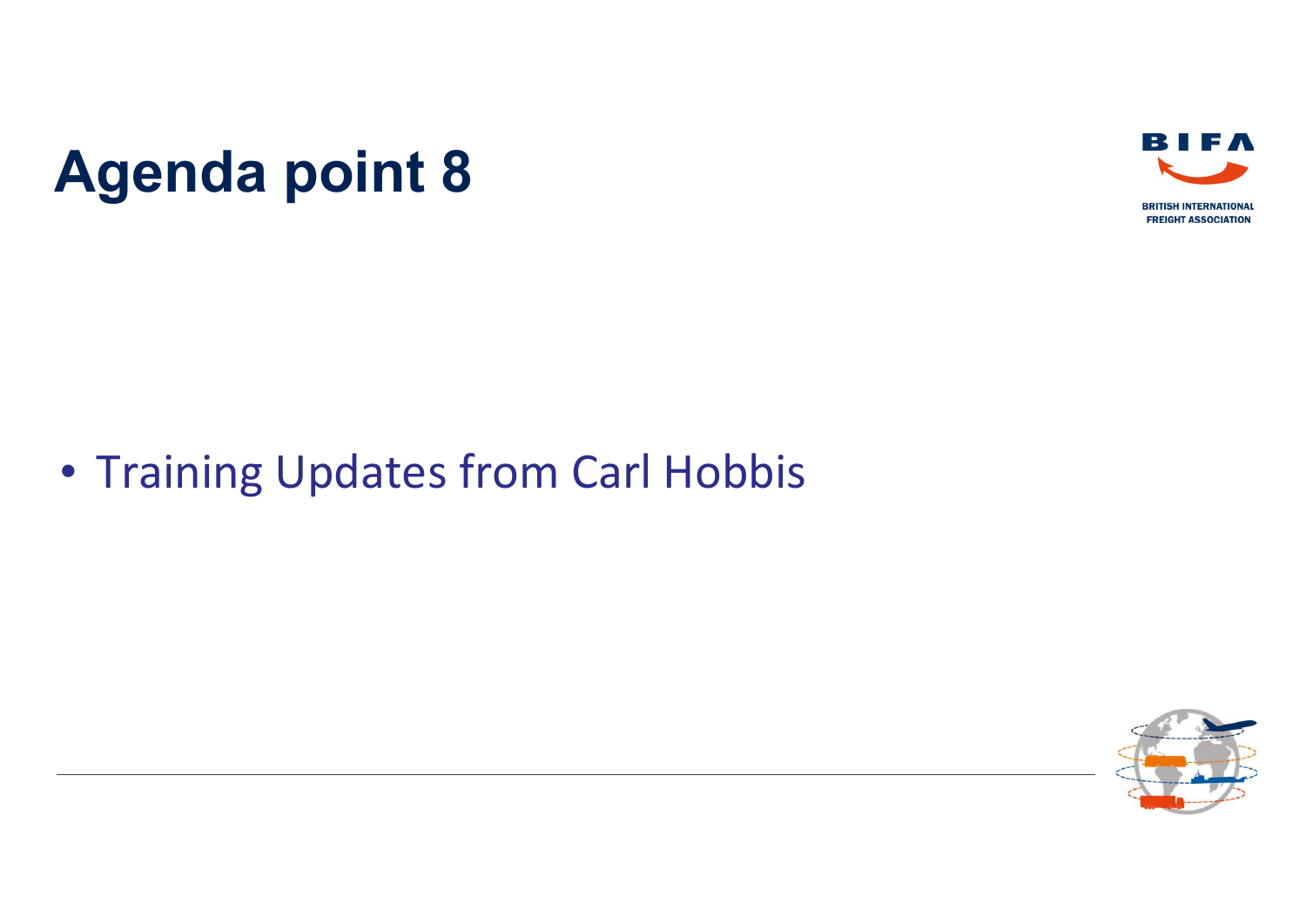# Agenda point 8

- Training Updates from Carl Hobbis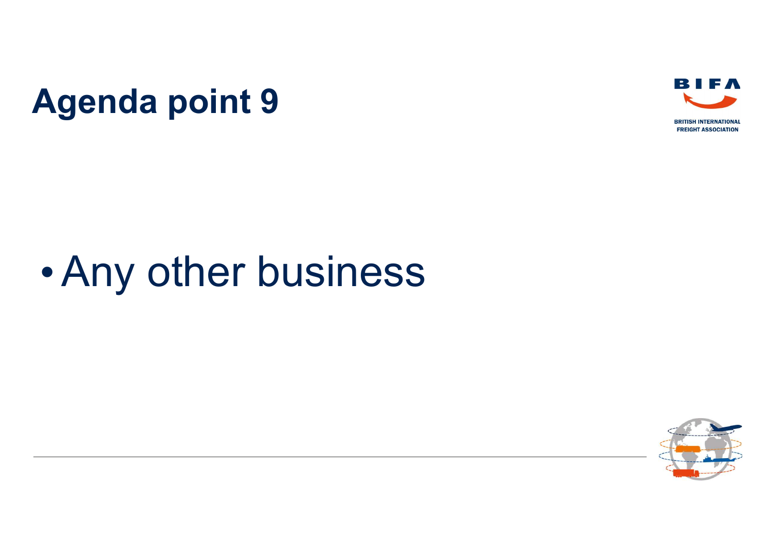# Agenda point 9

- Any other business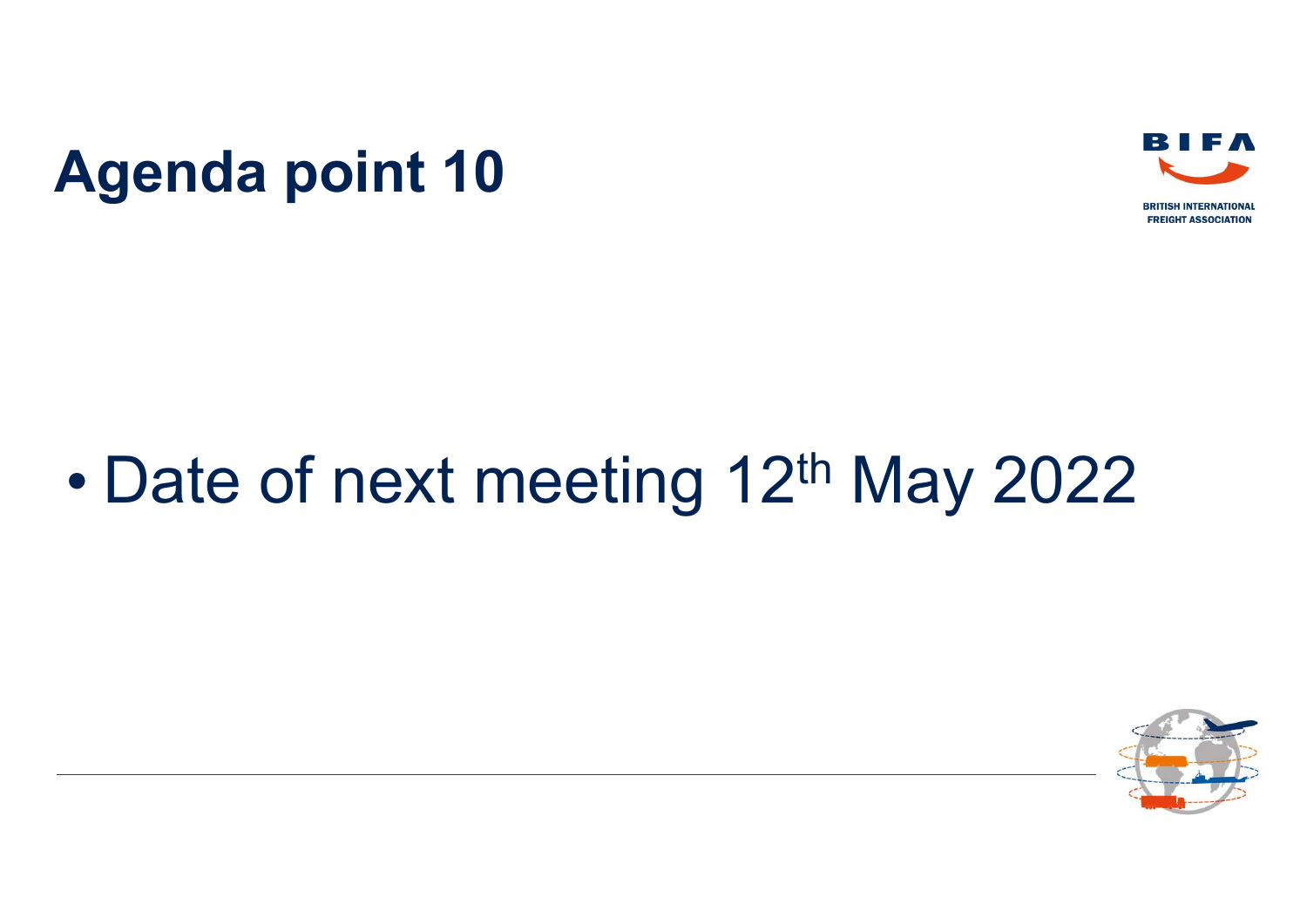# Agenda point 10

- Date of next meeting 12th May 2022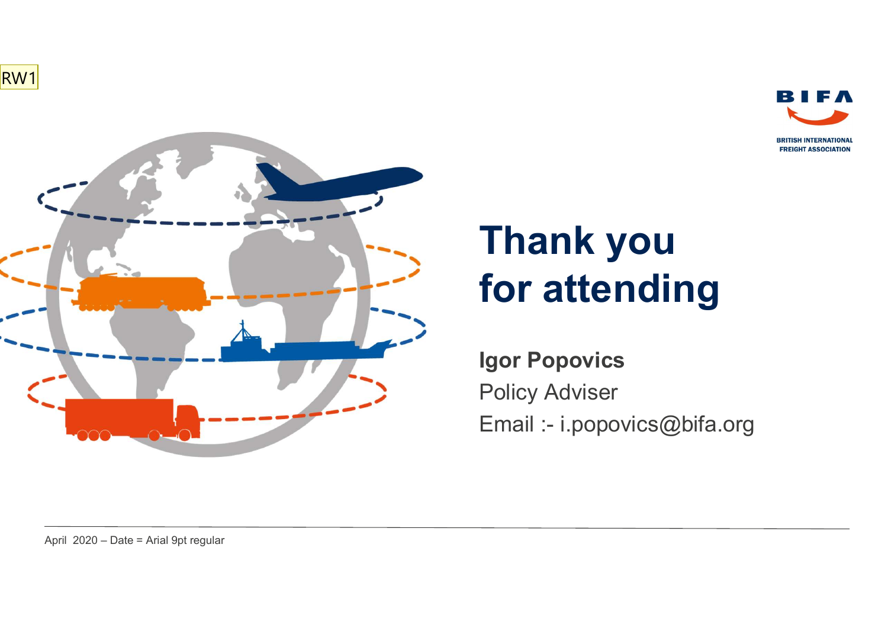RW1

BRITISH INTERNATIONAL FREIGHT ASSOCIATION

# Thank you for attending

**Igor Popovics**

Policy Adviser

Email :- i.popovics@bifa.org

April 2020 – Date = Arial 9pt regular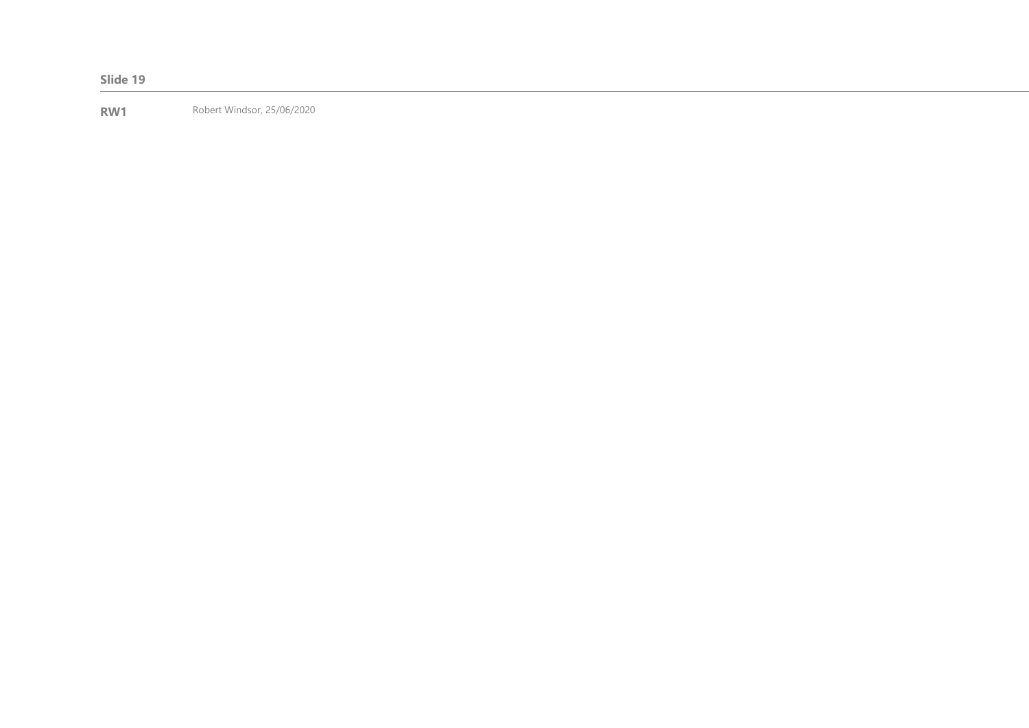**Slide 19**

---

**RW1** Robert Windsor, 25/06/2020